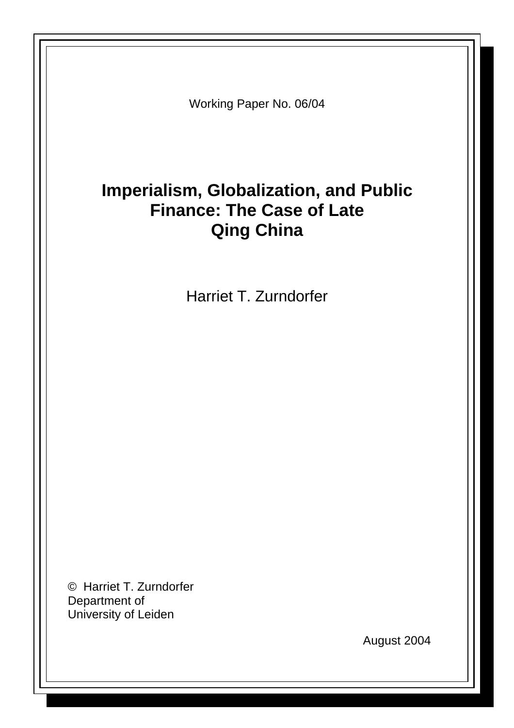Working Paper No. 06/04

# Imperialism, Globalization, and Public Finance: The Case of Late Qing China

Harriet T. Zurndorfer

© Harriet T. Zurndorfer
Department of
University of Leiden

August 2004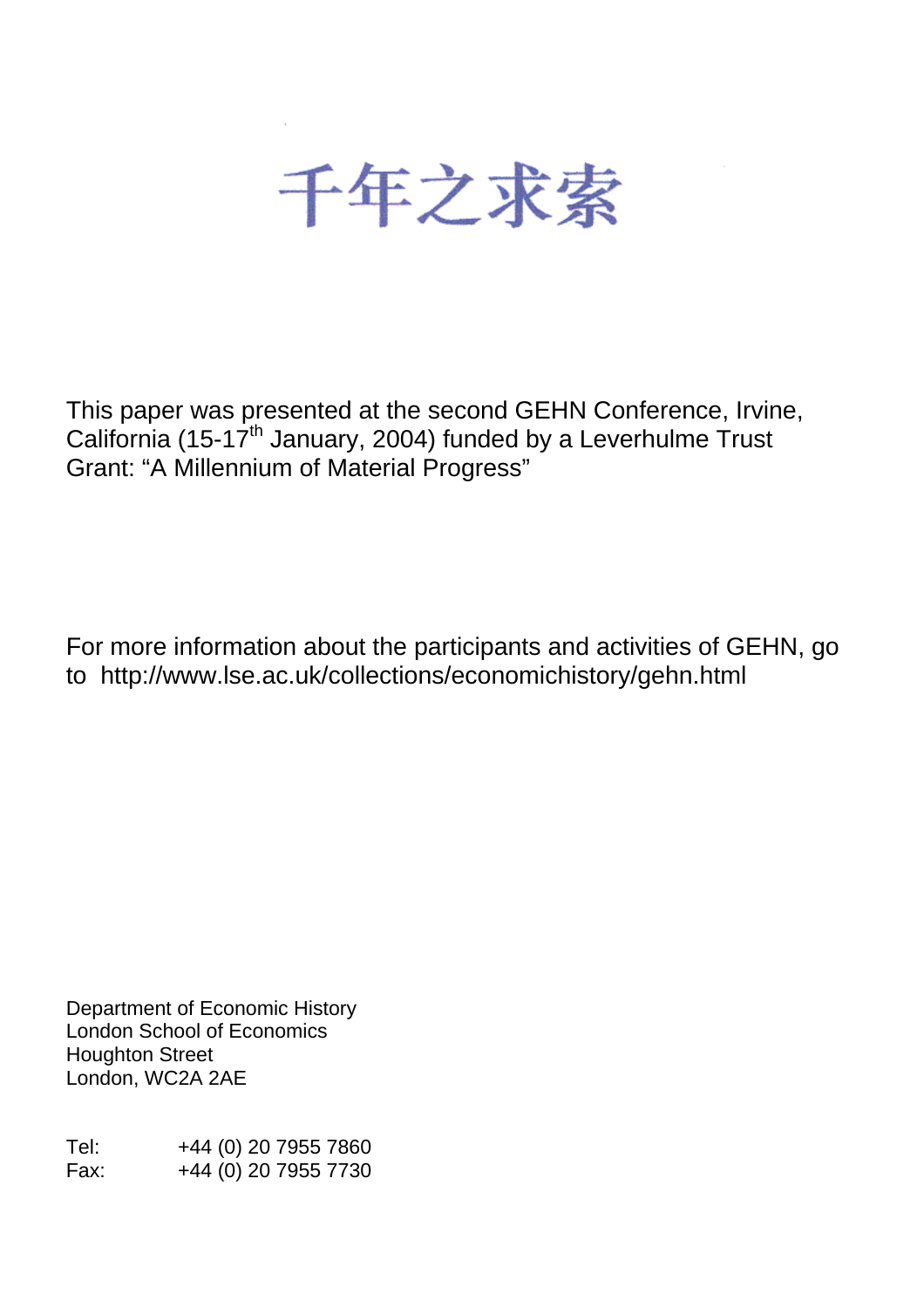# 千年之求索

This paper was presented at the second GEHN Conference, Irvine, California (15-17th January, 2004) funded by a Leverhulme Trust Grant: "A Millennium of Material Progress"

For more information about the participants and activities of GEHN, go to http://www.lse.ac.uk/collections/economichistory/gehn.html

Department of Economic History
London School of Economics
Houghton Street
London, WC2A 2AE

Tel: +44 (0) 20 7955 7860
Fax: +44 (0) 20 7955 7730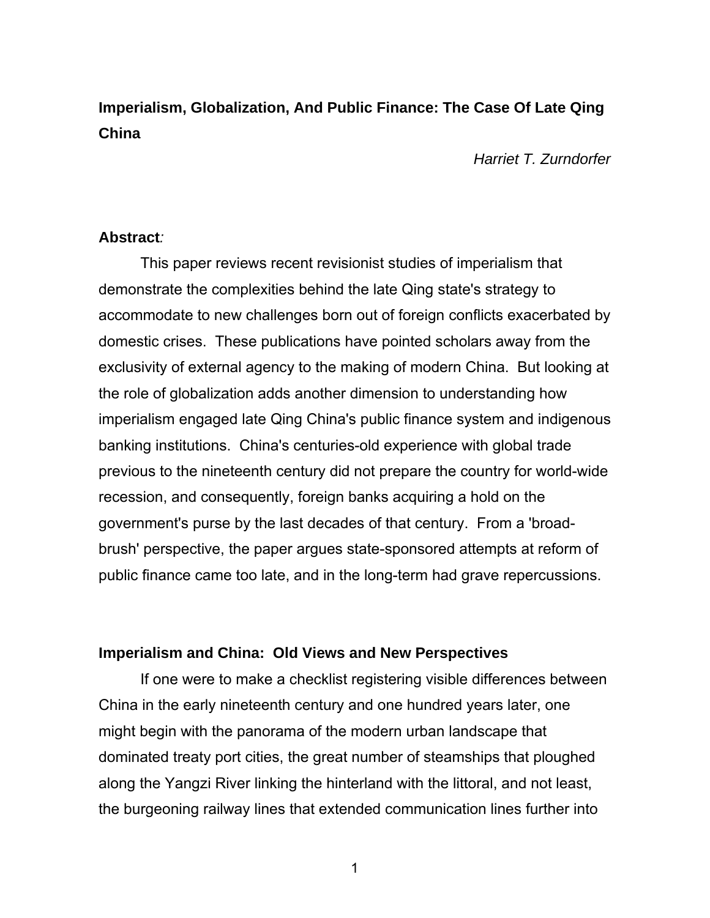# Imperialism, Globalization, And Public Finance: The Case Of Late Qing China

*Harriet T. Zurndorfer*

**Abstract***:*

This paper reviews recent revisionist studies of imperialism that demonstrate the complexities behind the late Qing state's strategy to accommodate to new challenges born out of foreign conflicts exacerbated by domestic crises. These publications have pointed scholars away from the exclusivity of external agency to the making of modern China. But looking at the role of globalization adds another dimension to understanding how imperialism engaged late Qing China's public finance system and indigenous banking institutions. China's centuries-old experience with global trade previous to the nineteenth century did not prepare the country for world-wide recession, and consequently, foreign banks acquiring a hold on the government's purse by the last decades of that century. From a 'broad-brush' perspective, the paper argues state-sponsored attempts at reform of public finance came too late, and in the long-term had grave repercussions.

## Imperialism and China: Old Views and New Perspectives

If one were to make a checklist registering visible differences between China in the early nineteenth century and one hundred years later, one might begin with the panorama of the modern urban landscape that dominated treaty port cities, the great number of steamships that ploughed along the Yangzi River linking the hinterland with the littoral, and not least, the burgeoning railway lines that extended communication lines further into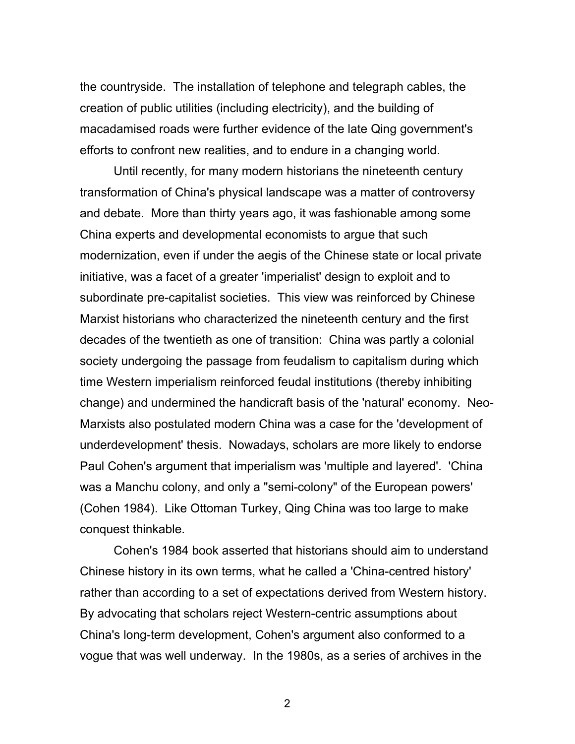the countryside. The installation of telephone and telegraph cables, the creation of public utilities (including electricity), and the building of macadamised roads were further evidence of the late Qing government's efforts to confront new realities, and to endure in a changing world.

Until recently, for many modern historians the nineteenth century transformation of China's physical landscape was a matter of controversy and debate. More than thirty years ago, it was fashionable among some China experts and developmental economists to argue that such modernization, even if under the aegis of the Chinese state or local private initiative, was a facet of a greater 'imperialist' design to exploit and to subordinate pre-capitalist societies. This view was reinforced by Chinese Marxist historians who characterized the nineteenth century and the first decades of the twentieth as one of transition: China was partly a colonial society undergoing the passage from feudalism to capitalism during which time Western imperialism reinforced feudal institutions (thereby inhibiting change) and undermined the handicraft basis of the 'natural' economy. Neo-Marxists also postulated modern China was a case for the 'development of underdevelopment' thesis. Nowadays, scholars are more likely to endorse Paul Cohen's argument that imperialism was 'multiple and layered'. 'China was a Manchu colony, and only a "semi-colony" of the European powers' (Cohen 1984). Like Ottoman Turkey, Qing China was too large to make conquest thinkable.

Cohen's 1984 book asserted that historians should aim to understand Chinese history in its own terms, what he called a 'China-centred history' rather than according to a set of expectations derived from Western history. By advocating that scholars reject Western-centric assumptions about China's long-term development, Cohen's argument also conformed to a vogue that was well underway. In the 1980s, as a series of archives in the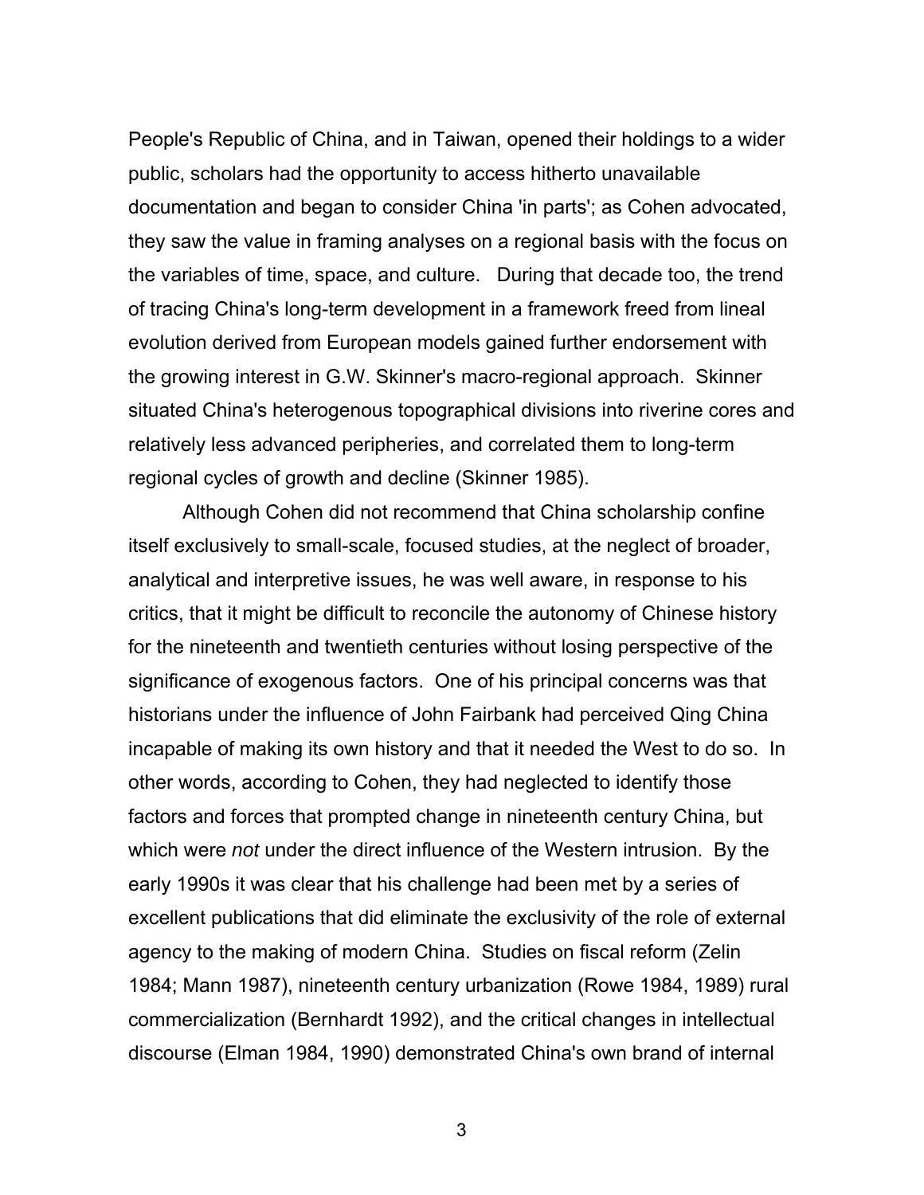People's Republic of China, and in Taiwan, opened their holdings to a wider public, scholars had the opportunity to access hitherto unavailable documentation and began to consider China 'in parts'; as Cohen advocated, they saw the value in framing analyses on a regional basis with the focus on the variables of time, space, and culture. During that decade too, the trend of tracing China's long-term development in a framework freed from lineal evolution derived from European models gained further endorsement with the growing interest in G.W. Skinner's macro-regional approach. Skinner situated China's heterogenous topographical divisions into riverine cores and relatively less advanced peripheries, and correlated them to long-term regional cycles of growth and decline (Skinner 1985).

Although Cohen did not recommend that China scholarship confine itself exclusively to small-scale, focused studies, at the neglect of broader, analytical and interpretive issues, he was well aware, in response to his critics, that it might be difficult to reconcile the autonomy of Chinese history for the nineteenth and twentieth centuries without losing perspective of the significance of exogenous factors. One of his principal concerns was that historians under the influence of John Fairbank had perceived Qing China incapable of making its own history and that it needed the West to do so. In other words, according to Cohen, they had neglected to identify those factors and forces that prompted change in nineteenth century China, but which were *not* under the direct influence of the Western intrusion. By the early 1990s it was clear that his challenge had been met by a series of excellent publications that did eliminate the exclusivity of the role of external agency to the making of modern China. Studies on fiscal reform (Zelin 1984; Mann 1987), nineteenth century urbanization (Rowe 1984, 1989) rural commercialization (Bernhardt 1992), and the critical changes in intellectual discourse (Elman 1984, 1990) demonstrated China's own brand of internal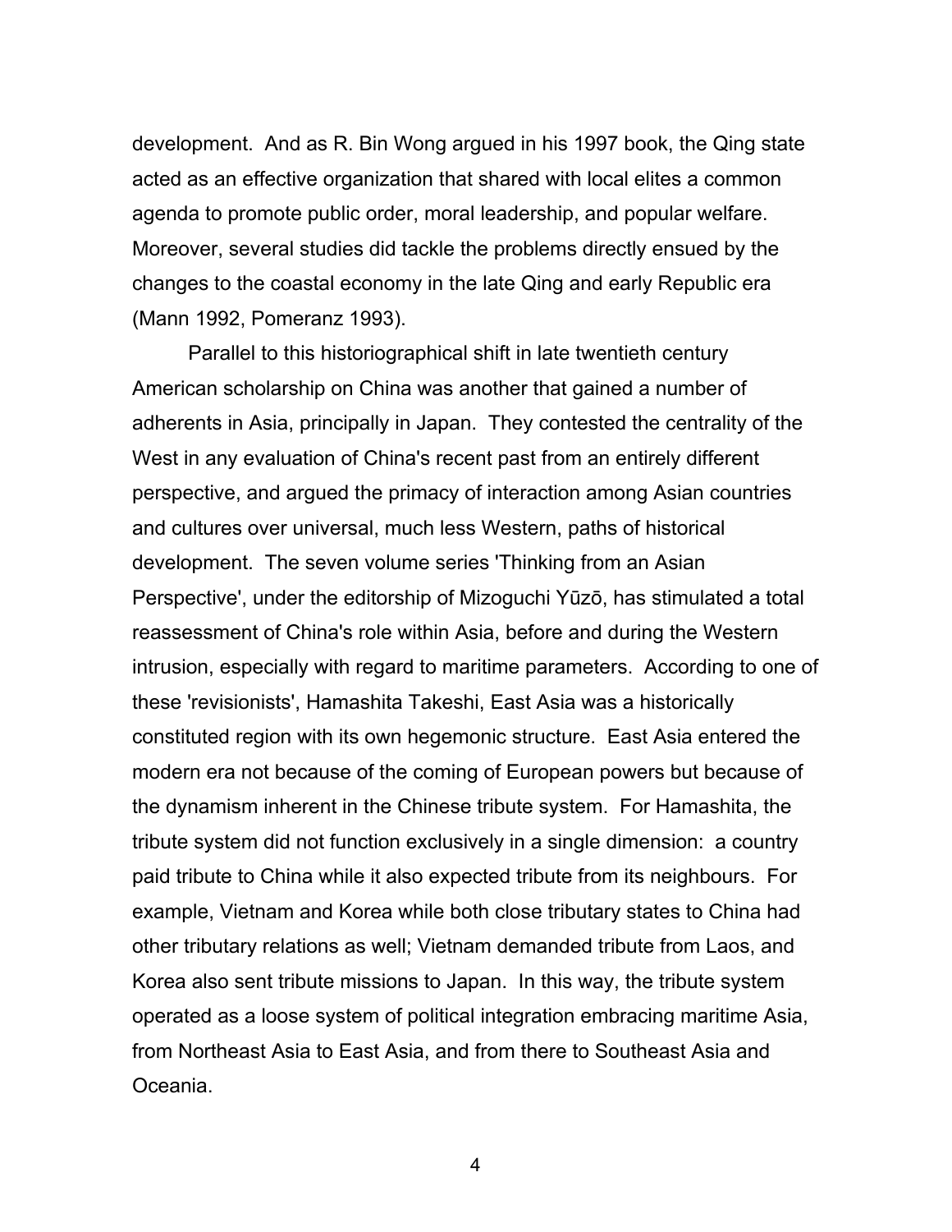development. And as R. Bin Wong argued in his 1997 book, the Qing state acted as an effective organization that shared with local elites a common agenda to promote public order, moral leadership, and popular welfare. Moreover, several studies did tackle the problems directly ensued by the changes to the coastal economy in the late Qing and early Republic era (Mann 1992, Pomeranz 1993).

Parallel to this historiographical shift in late twentieth century American scholarship on China was another that gained a number of adherents in Asia, principally in Japan. They contested the centrality of the West in any evaluation of China's recent past from an entirely different perspective, and argued the primacy of interaction among Asian countries and cultures over universal, much less Western, paths of historical development. The seven volume series 'Thinking from an Asian Perspective', under the editorship of Mizoguchi Yūzō, has stimulated a total reassessment of China's role within Asia, before and during the Western intrusion, especially with regard to maritime parameters. According to one of these 'revisionists', Hamashita Takeshi, East Asia was a historically constituted region with its own hegemonic structure. East Asia entered the modern era not because of the coming of European powers but because of the dynamism inherent in the Chinese tribute system. For Hamashita, the tribute system did not function exclusively in a single dimension: a country paid tribute to China while it also expected tribute from its neighbours. For example, Vietnam and Korea while both close tributary states to China had other tributary relations as well; Vietnam demanded tribute from Laos, and Korea also sent tribute missions to Japan. In this way, the tribute system operated as a loose system of political integration embracing maritime Asia, from Northeast Asia to East Asia, and from there to Southeast Asia and Oceania.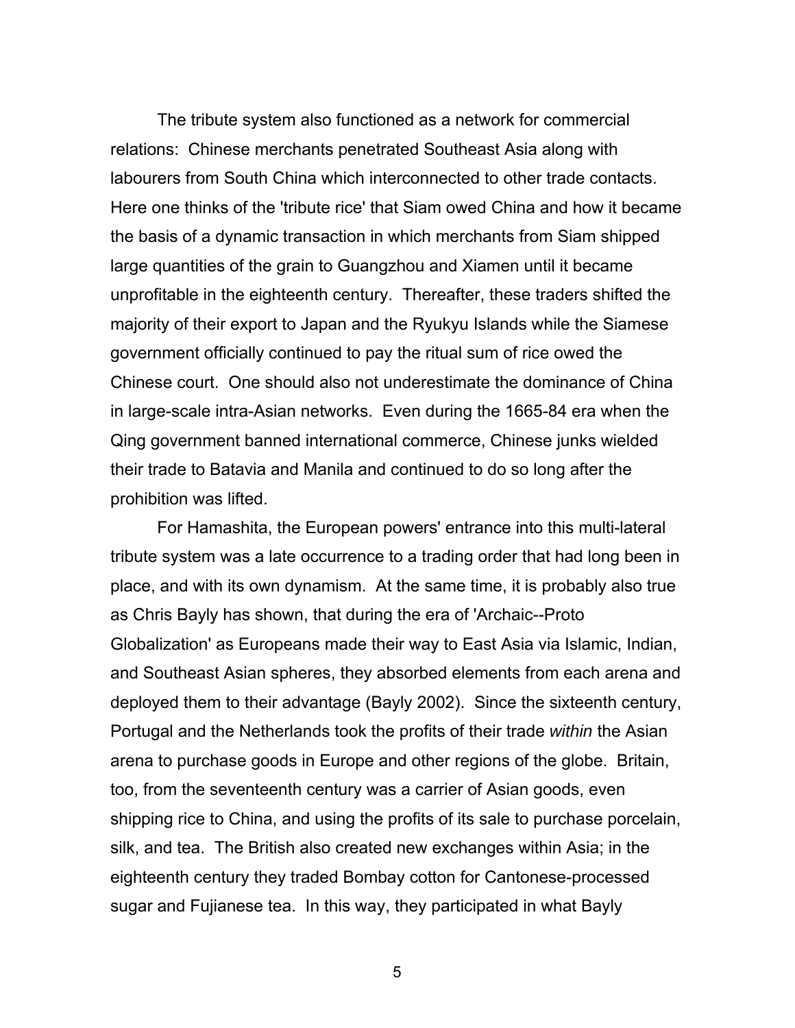The tribute system also functioned as a network for commercial relations: Chinese merchants penetrated Southeast Asia along with labourers from South China which interconnected to other trade contacts. Here one thinks of the 'tribute rice' that Siam owed China and how it became the basis of a dynamic transaction in which merchants from Siam shipped large quantities of the grain to Guangzhou and Xiamen until it became unprofitable in the eighteenth century. Thereafter, these traders shifted the majority of their export to Japan and the Ryukyu Islands while the Siamese government officially continued to pay the ritual sum of rice owed the Chinese court. One should also not underestimate the dominance of China in large-scale intra-Asian networks. Even during the 1665-84 era when the Qing government banned international commerce, Chinese junks wielded their trade to Batavia and Manila and continued to do so long after the prohibition was lifted.

For Hamashita, the European powers' entrance into this multi-lateral tribute system was a late occurrence to a trading order that had long been in place, and with its own dynamism. At the same time, it is probably also true as Chris Bayly has shown, that during the era of 'Archaic--Proto Globalization' as Europeans made their way to East Asia via Islamic, Indian, and Southeast Asian spheres, they absorbed elements from each arena and deployed them to their advantage (Bayly 2002). Since the sixteenth century, Portugal and the Netherlands took the profits of their trade *within* the Asian arena to purchase goods in Europe and other regions of the globe. Britain, too, from the seventeenth century was a carrier of Asian goods, even shipping rice to China, and using the profits of its sale to purchase porcelain, silk, and tea. The British also created new exchanges within Asia; in the eighteenth century they traded Bombay cotton for Cantonese-processed sugar and Fujianese tea. In this way, they participated in what Bayly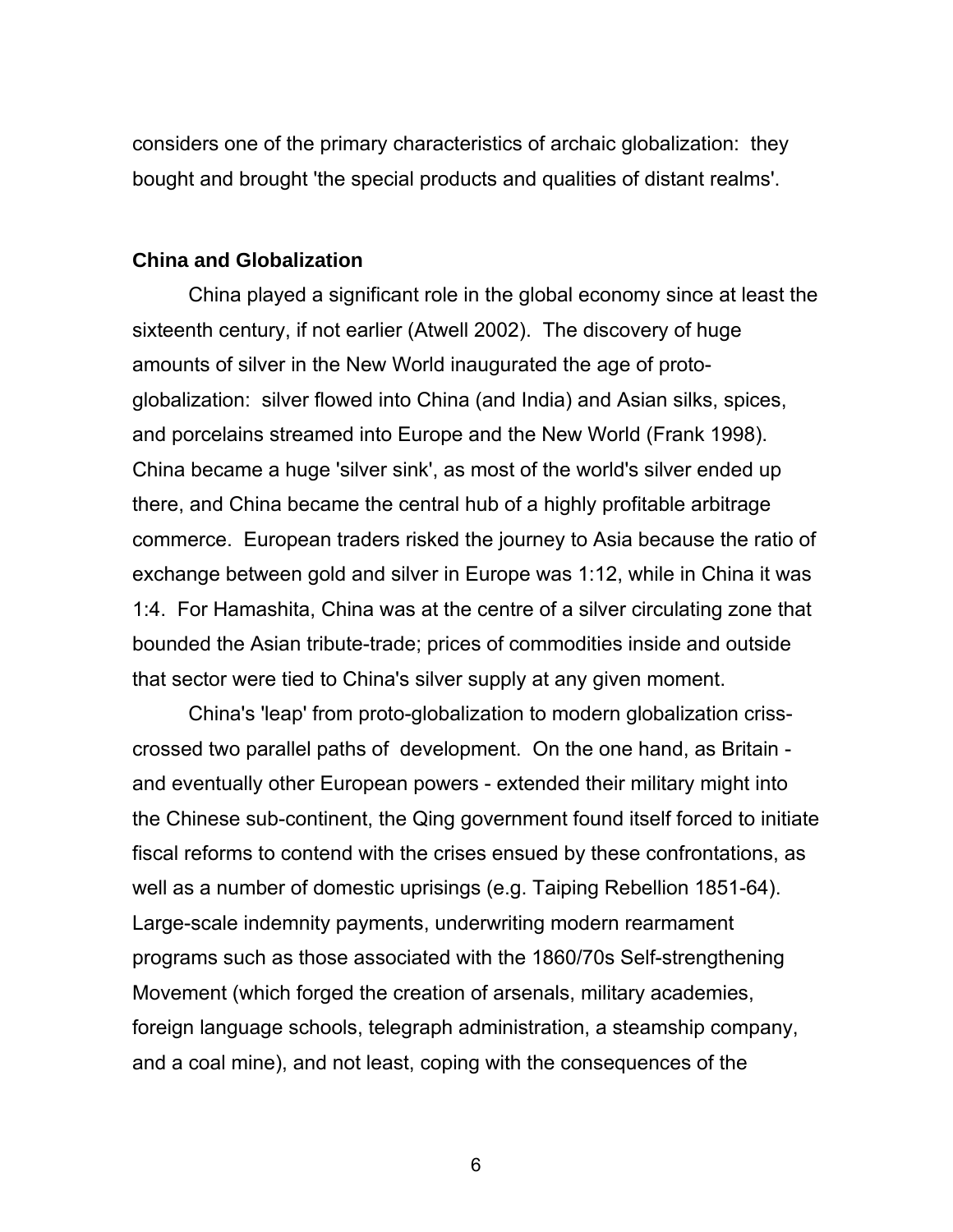considers one of the primary characteristics of archaic globalization: they bought and brought 'the special products and qualities of distant realms'.

## China and Globalization

China played a significant role in the global economy since at least the sixteenth century, if not earlier (Atwell 2002). The discovery of huge amounts of silver in the New World inaugurated the age of proto-globalization: silver flowed into China (and India) and Asian silks, spices, and porcelains streamed into Europe and the New World (Frank 1998). China became a huge 'silver sink', as most of the world's silver ended up there, and China became the central hub of a highly profitable arbitrage commerce. European traders risked the journey to Asia because the ratio of exchange between gold and silver in Europe was 1:12, while in China it was 1:4. For Hamashita, China was at the centre of a silver circulating zone that bounded the Asian tribute-trade; prices of commodities inside and outside that sector were tied to China's silver supply at any given moment.

China's 'leap' from proto-globalization to modern globalization criss-crossed two parallel paths of development. On the one hand, as Britain - and eventually other European powers - extended their military might into the Chinese sub-continent, the Qing government found itself forced to initiate fiscal reforms to contend with the crises ensued by these confrontations, as well as a number of domestic uprisings (e.g. Taiping Rebellion 1851-64). Large-scale indemnity payments, underwriting modern rearmament programs such as those associated with the 1860/70s Self-strengthening Movement (which forged the creation of arsenals, military academies, foreign language schools, telegraph administration, a steamship company, and a coal mine), and not least, coping with the consequences of the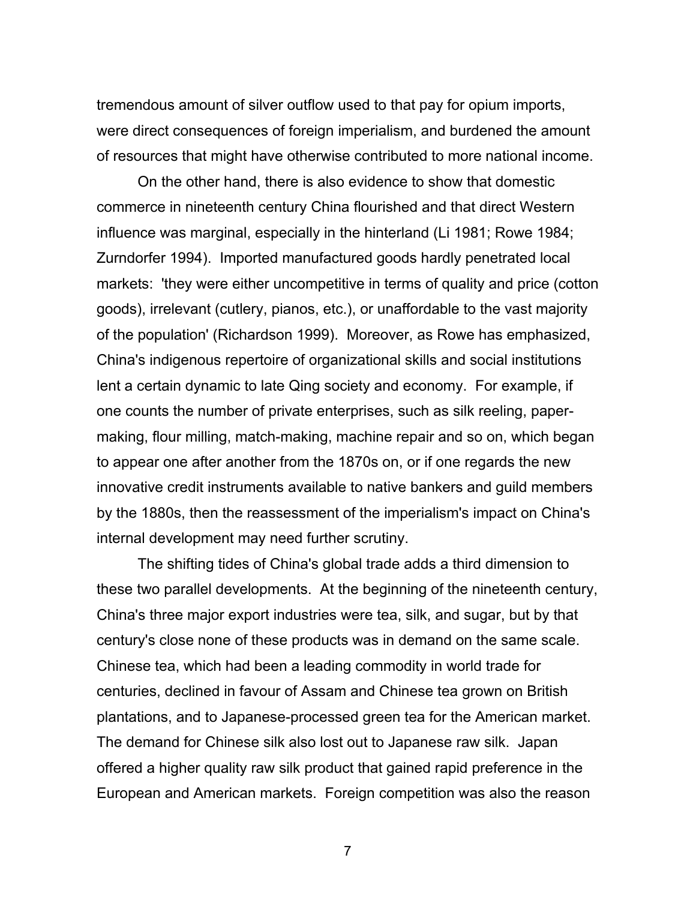tremendous amount of silver outflow used to that pay for opium imports, were direct consequences of foreign imperialism, and burdened the amount of resources that might have otherwise contributed to more national income.

On the other hand, there is also evidence to show that domestic commerce in nineteenth century China flourished and that direct Western influence was marginal, especially in the hinterland (Li 1981; Rowe 1984; Zurndorfer 1994). Imported manufactured goods hardly penetrated local markets: 'they were either uncompetitive in terms of quality and price (cotton goods), irrelevant (cutlery, pianos, etc.), or unaffordable to the vast majority of the population' (Richardson 1999). Moreover, as Rowe has emphasized, China's indigenous repertoire of organizational skills and social institutions lent a certain dynamic to late Qing society and economy. For example, if one counts the number of private enterprises, such as silk reeling, paper-making, flour milling, match-making, machine repair and so on, which began to appear one after another from the 1870s on, or if one regards the new innovative credit instruments available to native bankers and guild members by the 1880s, then the reassessment of the imperialism's impact on China's internal development may need further scrutiny.

The shifting tides of China's global trade adds a third dimension to these two parallel developments. At the beginning of the nineteenth century, China's three major export industries were tea, silk, and sugar, but by that century's close none of these products was in demand on the same scale. Chinese tea, which had been a leading commodity in world trade for centuries, declined in favour of Assam and Chinese tea grown on British plantations, and to Japanese-processed green tea for the American market. The demand for Chinese silk also lost out to Japanese raw silk. Japan offered a higher quality raw silk product that gained rapid preference in the European and American markets. Foreign competition was also the reason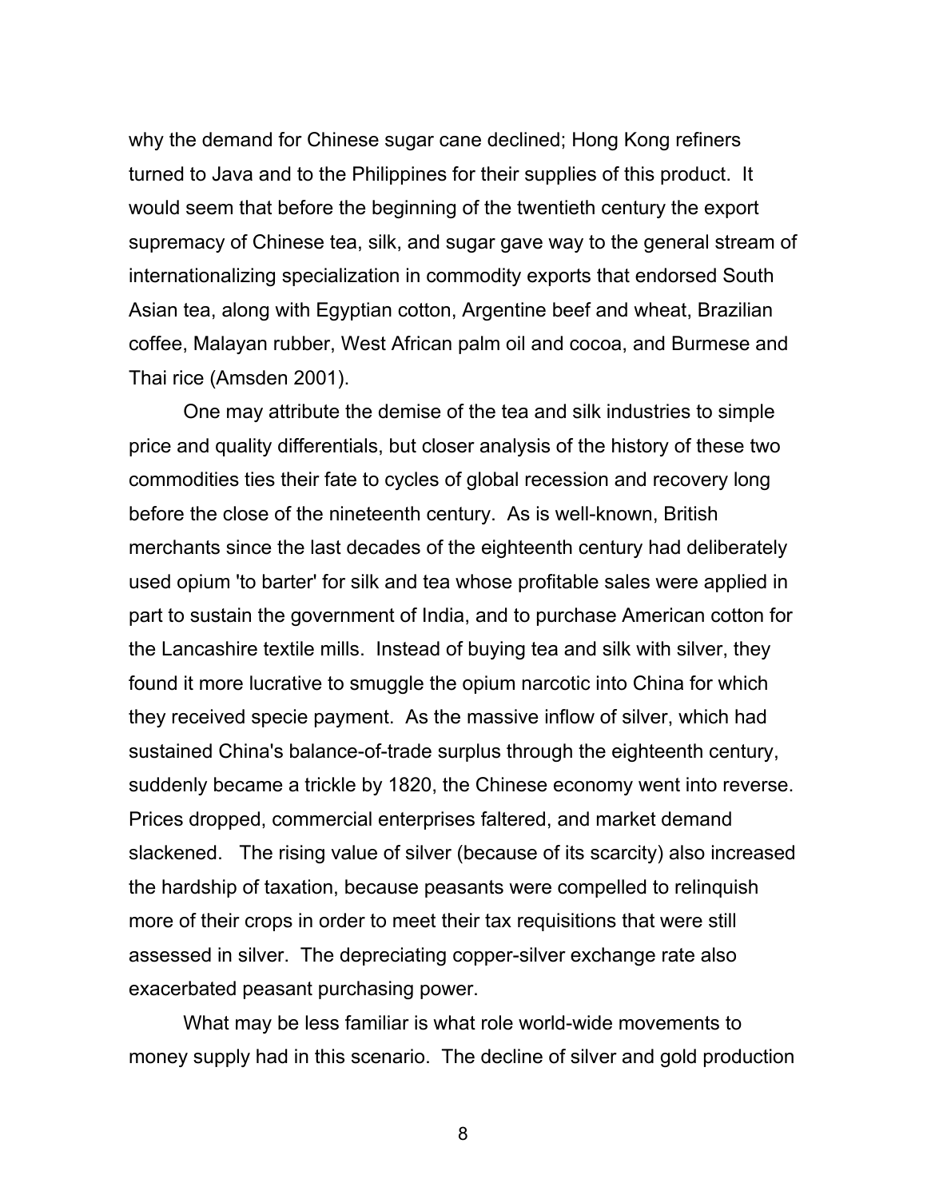why the demand for Chinese sugar cane declined; Hong Kong refiners turned to Java and to the Philippines for their supplies of this product. It would seem that before the beginning of the twentieth century the export supremacy of Chinese tea, silk, and sugar gave way to the general stream of internationalizing specialization in commodity exports that endorsed South Asian tea, along with Egyptian cotton, Argentine beef and wheat, Brazilian coffee, Malayan rubber, West African palm oil and cocoa, and Burmese and Thai rice (Amsden 2001).

One may attribute the demise of the tea and silk industries to simple price and quality differentials, but closer analysis of the history of these two commodities ties their fate to cycles of global recession and recovery long before the close of the nineteenth century. As is well-known, British merchants since the last decades of the eighteenth century had deliberately used opium 'to barter' for silk and tea whose profitable sales were applied in part to sustain the government of India, and to purchase American cotton for the Lancashire textile mills. Instead of buying tea and silk with silver, they found it more lucrative to smuggle the opium narcotic into China for which they received specie payment. As the massive inflow of silver, which had sustained China's balance-of-trade surplus through the eighteenth century, suddenly became a trickle by 1820, the Chinese economy went into reverse. Prices dropped, commercial enterprises faltered, and market demand slackened. The rising value of silver (because of its scarcity) also increased the hardship of taxation, because peasants were compelled to relinquish more of their crops in order to meet their tax requisitions that were still assessed in silver. The depreciating copper-silver exchange rate also exacerbated peasant purchasing power.

What may be less familiar is what role world-wide movements to money supply had in this scenario. The decline of silver and gold production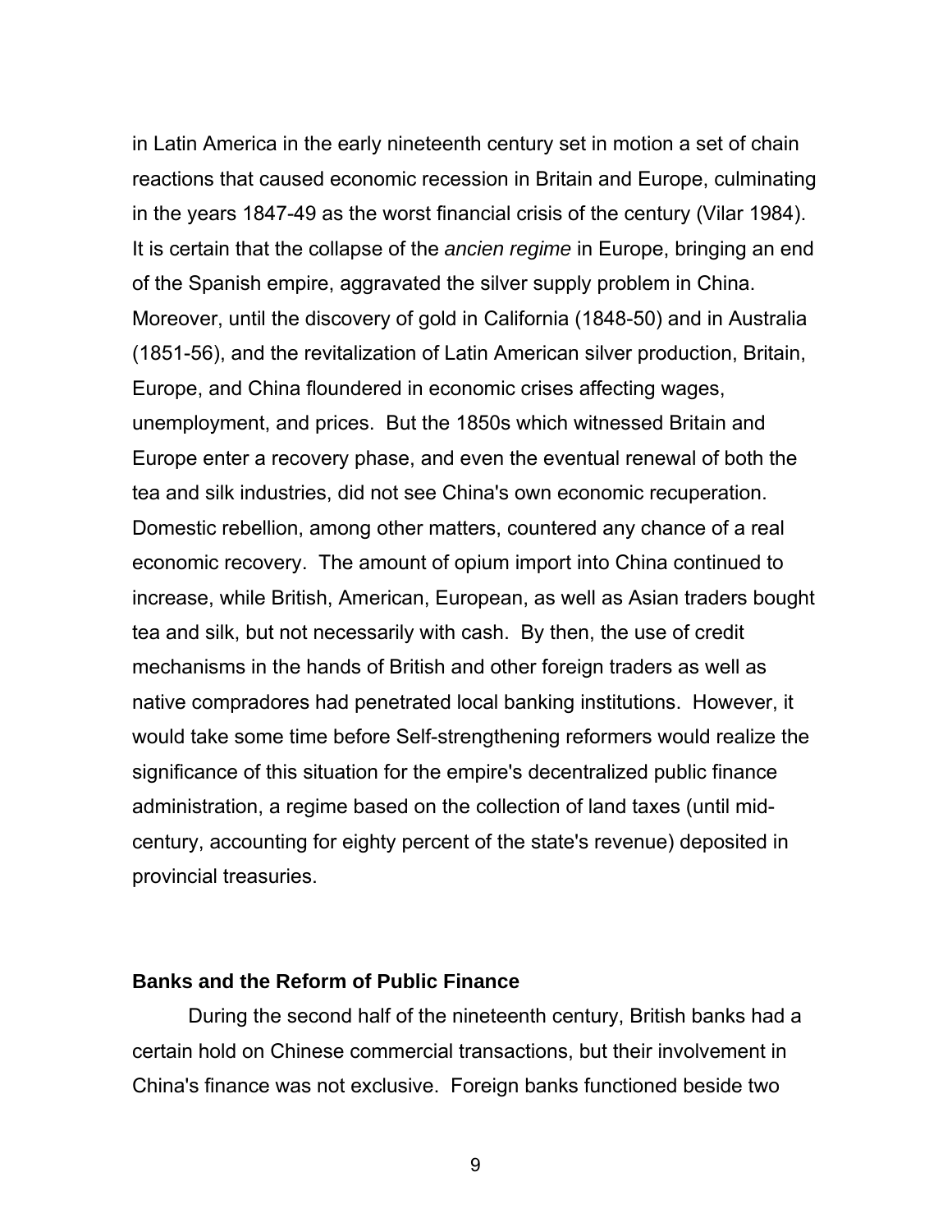in Latin America in the early nineteenth century set in motion a set of chain reactions that caused economic recession in Britain and Europe, culminating in the years 1847-49 as the worst financial crisis of the century (Vilar 1984). It is certain that the collapse of the *ancien regime* in Europe, bringing an end of the Spanish empire, aggravated the silver supply problem in China. Moreover, until the discovery of gold in California (1848-50) and in Australia (1851-56), and the revitalization of Latin American silver production, Britain, Europe, and China floundered in economic crises affecting wages, unemployment, and prices. But the 1850s which witnessed Britain and Europe enter a recovery phase, and even the eventual renewal of both the tea and silk industries, did not see China's own economic recuperation. Domestic rebellion, among other matters, countered any chance of a real economic recovery. The amount of opium import into China continued to increase, while British, American, European, as well as Asian traders bought tea and silk, but not necessarily with cash. By then, the use of credit mechanisms in the hands of British and other foreign traders as well as native compradores had penetrated local banking institutions. However, it would take some time before Self-strengthening reformers would realize the significance of this situation for the empire's decentralized public finance administration, a regime based on the collection of land taxes (until mid-century, accounting for eighty percent of the state's revenue) deposited in provincial treasuries.

**Banks and the Reform of Public Finance**

During the second half of the nineteenth century, British banks had a certain hold on Chinese commercial transactions, but their involvement in China's finance was not exclusive. Foreign banks functioned beside two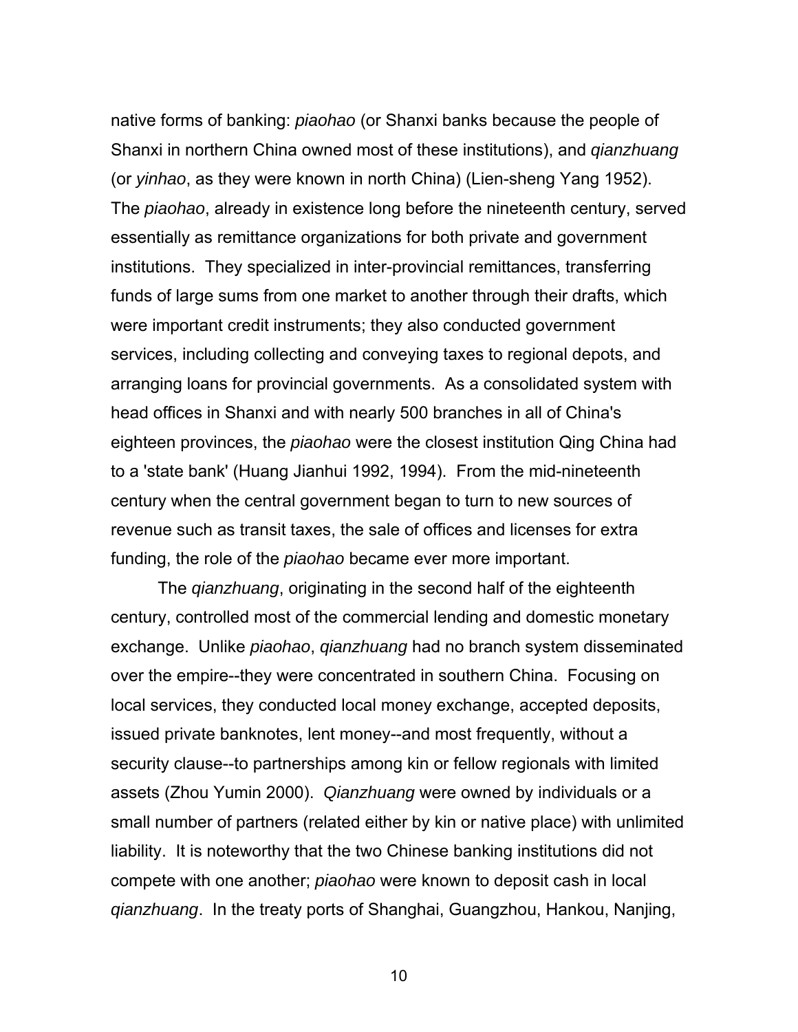native forms of banking: *piaohao* (or Shanxi banks because the people of Shanxi in northern China owned most of these institutions), and *qianzhuang* (or *yinhao*, as they were known in north China) (Lien-sheng Yang 1952). The *piaohao*, already in existence long before the nineteenth century, served essentially as remittance organizations for both private and government institutions. They specialized in inter-provincial remittances, transferring funds of large sums from one market to another through their drafts, which were important credit instruments; they also conducted government services, including collecting and conveying taxes to regional depots, and arranging loans for provincial governments. As a consolidated system with head offices in Shanxi and with nearly 500 branches in all of China's eighteen provinces, the *piaohao* were the closest institution Qing China had to a 'state bank' (Huang Jianhui 1992, 1994). From the mid-nineteenth century when the central government began to turn to new sources of revenue such as transit taxes, the sale of offices and licenses for extra funding, the role of the *piaohao* became ever more important.

The *qianzhuang*, originating in the second half of the eighteenth century, controlled most of the commercial lending and domestic monetary exchange. Unlike *piaohao*, *qianzhuang* had no branch system disseminated over the empire--they were concentrated in southern China. Focusing on local services, they conducted local money exchange, accepted deposits, issued private banknotes, lent money--and most frequently, without a security clause--to partnerships among kin or fellow regionals with limited assets (Zhou Yumin 2000). *Qianzhuang* were owned by individuals or a small number of partners (related either by kin or native place) with unlimited liability. It is noteworthy that the two Chinese banking institutions did not compete with one another; *piaohao* were known to deposit cash in local *qianzhuang*. In the treaty ports of Shanghai, Guangzhou, Hankou, Nanjing,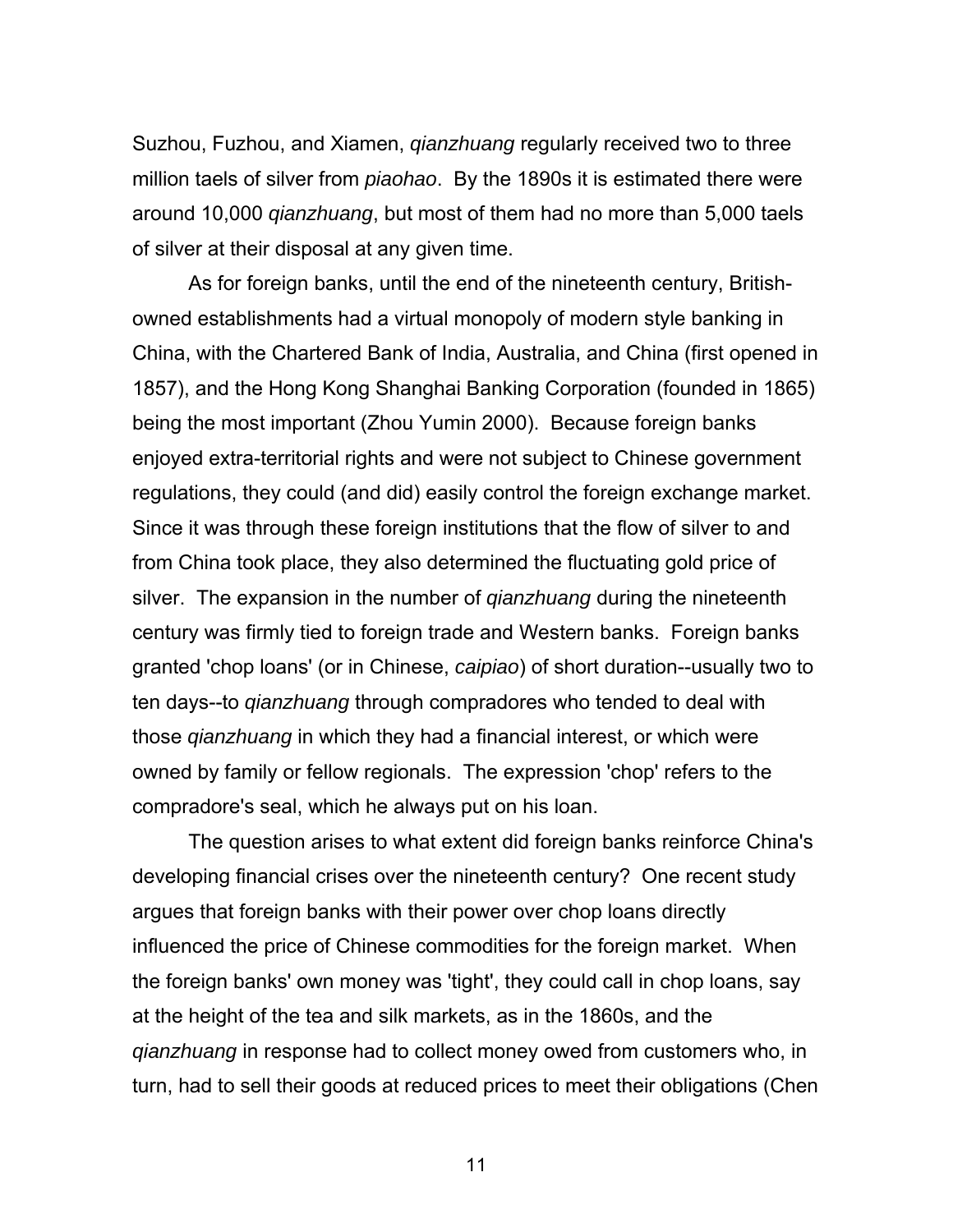Suzhou, Fuzhou, and Xiamen, *qianzhuang* regularly received two to three million taels of silver from *piaohao*. By the 1890s it is estimated there were around 10,000 *qianzhuang*, but most of them had no more than 5,000 taels of silver at their disposal at any given time.

As for foreign banks, until the end of the nineteenth century, British-owned establishments had a virtual monopoly of modern style banking in China, with the Chartered Bank of India, Australia, and China (first opened in 1857), and the Hong Kong Shanghai Banking Corporation (founded in 1865) being the most important (Zhou Yumin 2000). Because foreign banks enjoyed extra-territorial rights and were not subject to Chinese government regulations, they could (and did) easily control the foreign exchange market. Since it was through these foreign institutions that the flow of silver to and from China took place, they also determined the fluctuating gold price of silver. The expansion in the number of *qianzhuang* during the nineteenth century was firmly tied to foreign trade and Western banks. Foreign banks granted 'chop loans' (or in Chinese, *caipiao*) of short duration--usually two to ten days--to *qianzhuang* through compradores who tended to deal with those *qianzhuang* in which they had a financial interest, or which were owned by family or fellow regionals. The expression 'chop' refers to the compradore's seal, which he always put on his loan.

The question arises to what extent did foreign banks reinforce China's developing financial crises over the nineteenth century? One recent study argues that foreign banks with their power over chop loans directly influenced the price of Chinese commodities for the foreign market. When the foreign banks' own money was 'tight', they could call in chop loans, say at the height of the tea and silk markets, as in the 1860s, and the *qianzhuang* in response had to collect money owed from customers who, in turn, had to sell their goods at reduced prices to meet their obligations (Chen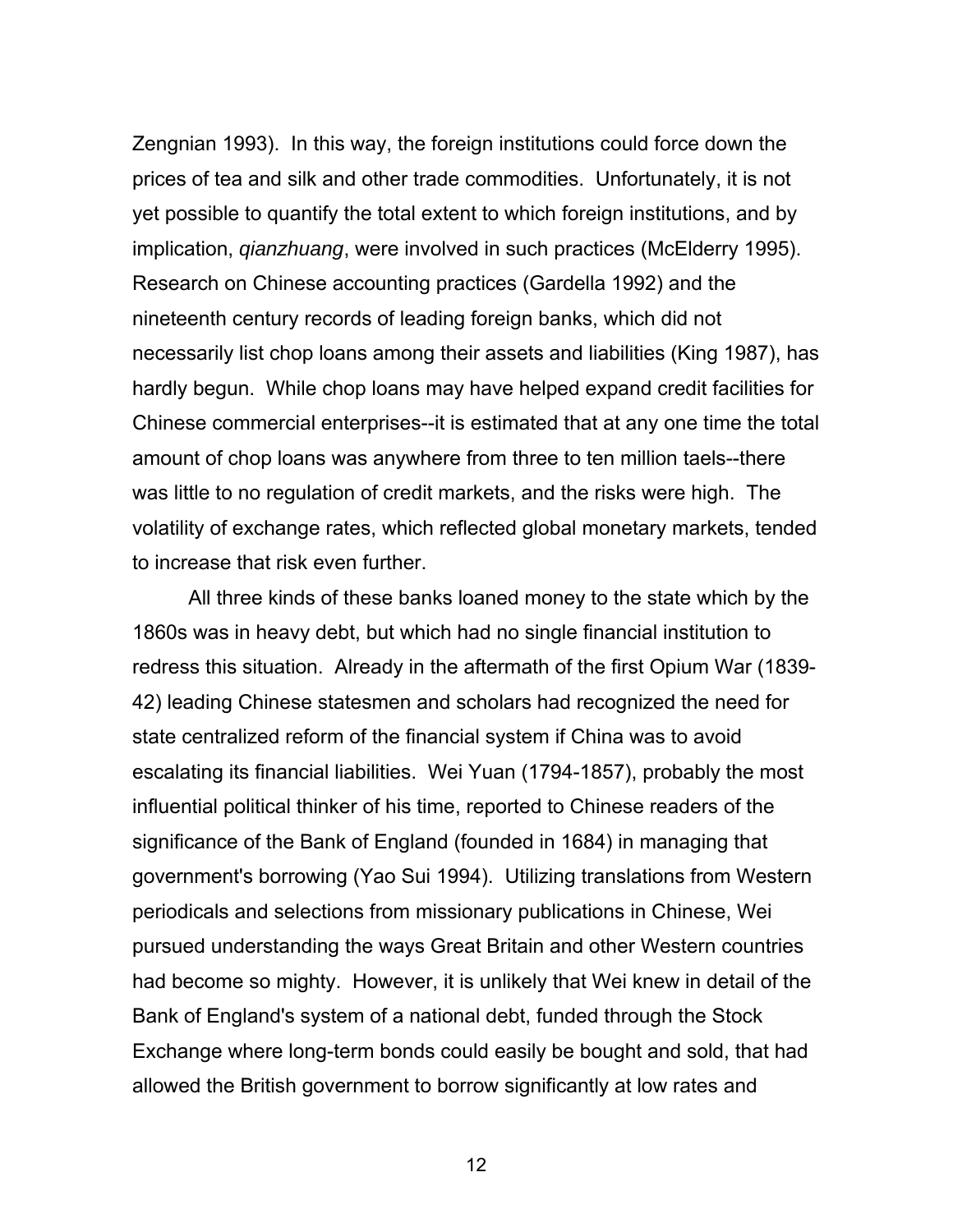Zengnian 1993). In this way, the foreign institutions could force down the prices of tea and silk and other trade commodities. Unfortunately, it is not yet possible to quantify the total extent to which foreign institutions, and by implication, *qianzhuang*, were involved in such practices (McElderry 1995). Research on Chinese accounting practices (Gardella 1992) and the nineteenth century records of leading foreign banks, which did not necessarily list chop loans among their assets and liabilities (King 1987), has hardly begun. While chop loans may have helped expand credit facilities for Chinese commercial enterprises--it is estimated that at any one time the total amount of chop loans was anywhere from three to ten million taels--there was little to no regulation of credit markets, and the risks were high. The volatility of exchange rates, which reflected global monetary markets, tended to increase that risk even further.

All three kinds of these banks loaned money to the state which by the 1860s was in heavy debt, but which had no single financial institution to redress this situation. Already in the aftermath of the first Opium War (1839-42) leading Chinese statesmen and scholars had recognized the need for state centralized reform of the financial system if China was to avoid escalating its financial liabilities. Wei Yuan (1794-1857), probably the most influential political thinker of his time, reported to Chinese readers of the significance of the Bank of England (founded in 1684) in managing that government's borrowing (Yao Sui 1994). Utilizing translations from Western periodicals and selections from missionary publications in Chinese, Wei pursued understanding the ways Great Britain and other Western countries had become so mighty. However, it is unlikely that Wei knew in detail of the Bank of England's system of a national debt, funded through the Stock Exchange where long-term bonds could easily be bought and sold, that had allowed the British government to borrow significantly at low rates and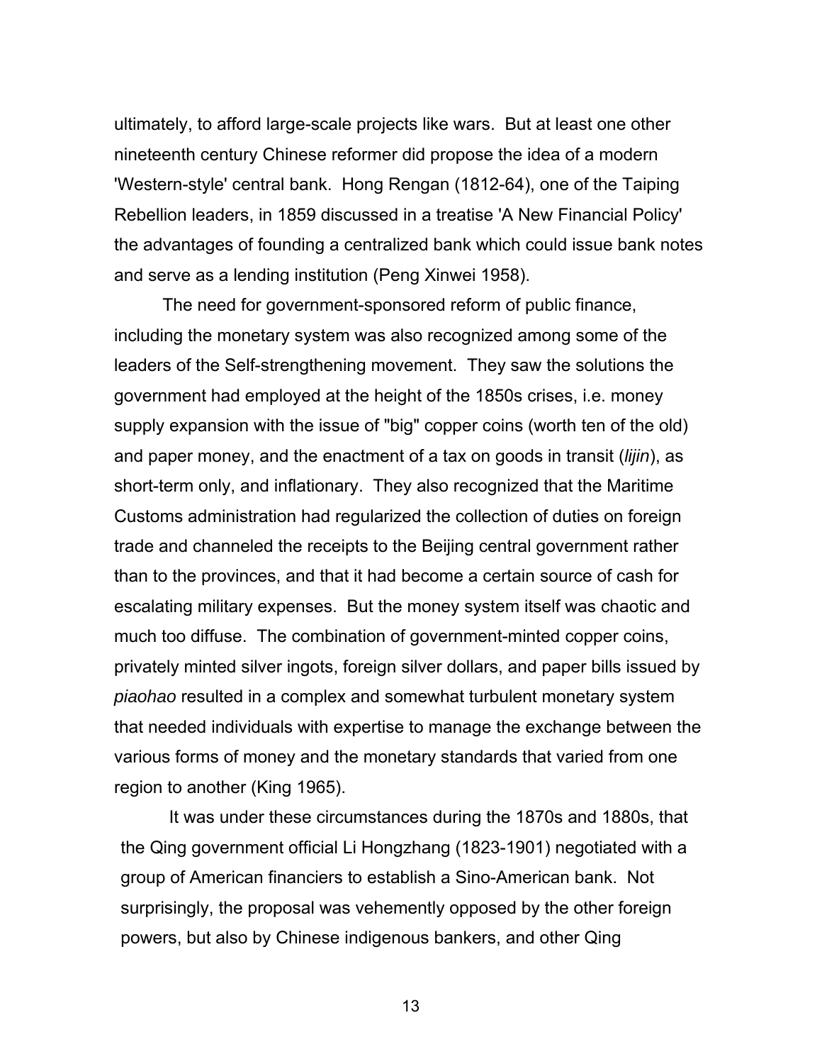ultimately, to afford large-scale projects like wars. But at least one other nineteenth century Chinese reformer did propose the idea of a modern 'Western-style' central bank. Hong Rengan (1812-64), one of the Taiping Rebellion leaders, in 1859 discussed in a treatise 'A New Financial Policy' the advantages of founding a centralized bank which could issue bank notes and serve as a lending institution (Peng Xinwei 1958).

The need for government-sponsored reform of public finance, including the monetary system was also recognized among some of the leaders of the Self-strengthening movement. They saw the solutions the government had employed at the height of the 1850s crises, i.e. money supply expansion with the issue of "big" copper coins (worth ten of the old) and paper money, and the enactment of a tax on goods in transit (*lijin*), as short-term only, and inflationary. They also recognized that the Maritime Customs administration had regularized the collection of duties on foreign trade and channeled the receipts to the Beijing central government rather than to the provinces, and that it had become a certain source of cash for escalating military expenses. But the money system itself was chaotic and much too diffuse. The combination of government-minted copper coins, privately minted silver ingots, foreign silver dollars, and paper bills issued by *piaohao* resulted in a complex and somewhat turbulent monetary system that needed individuals with expertise to manage the exchange between the various forms of money and the monetary standards that varied from one region to another (King 1965).

It was under these circumstances during the 1870s and 1880s, that the Qing government official Li Hongzhang (1823-1901) negotiated with a group of American financiers to establish a Sino-American bank. Not surprisingly, the proposal was vehemently opposed by the other foreign powers, but also by Chinese indigenous bankers, and other Qing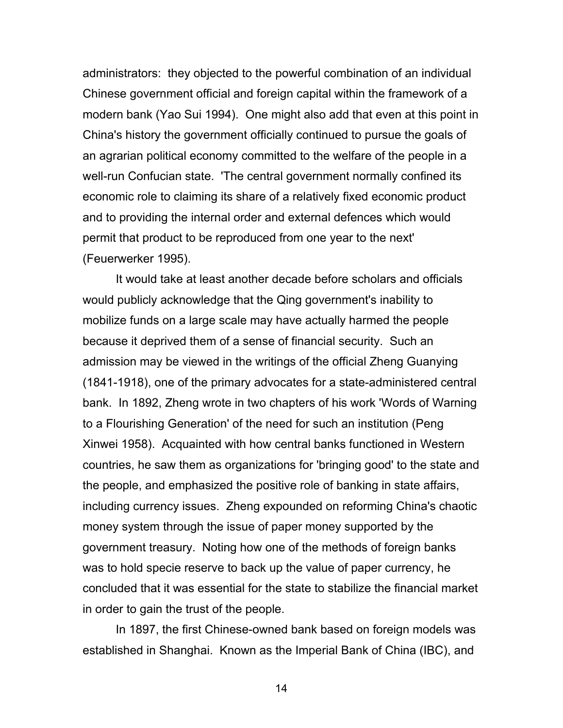administrators: they objected to the powerful combination of an individual Chinese government official and foreign capital within the framework of a modern bank (Yao Sui 1994). One might also add that even at this point in China's history the government officially continued to pursue the goals of an agrarian political economy committed to the welfare of the people in a well-run Confucian state. 'The central government normally confined its economic role to claiming its share of a relatively fixed economic product and to providing the internal order and external defences which would permit that product to be reproduced from one year to the next' (Feuerwerker 1995).

It would take at least another decade before scholars and officials would publicly acknowledge that the Qing government's inability to mobilize funds on a large scale may have actually harmed the people because it deprived them of a sense of financial security. Such an admission may be viewed in the writings of the official Zheng Guanying (1841-1918), one of the primary advocates for a state-administered central bank. In 1892, Zheng wrote in two chapters of his work 'Words of Warning to a Flourishing Generation' of the need for such an institution (Peng Xinwei 1958). Acquainted with how central banks functioned in Western countries, he saw them as organizations for 'bringing good' to the state and the people, and emphasized the positive role of banking in state affairs, including currency issues. Zheng expounded on reforming China's chaotic money system through the issue of paper money supported by the government treasury. Noting how one of the methods of foreign banks was to hold specie reserve to back up the value of paper currency, he concluded that it was essential for the state to stabilize the financial market in order to gain the trust of the people.

In 1897, the first Chinese-owned bank based on foreign models was established in Shanghai. Known as the Imperial Bank of China (IBC), and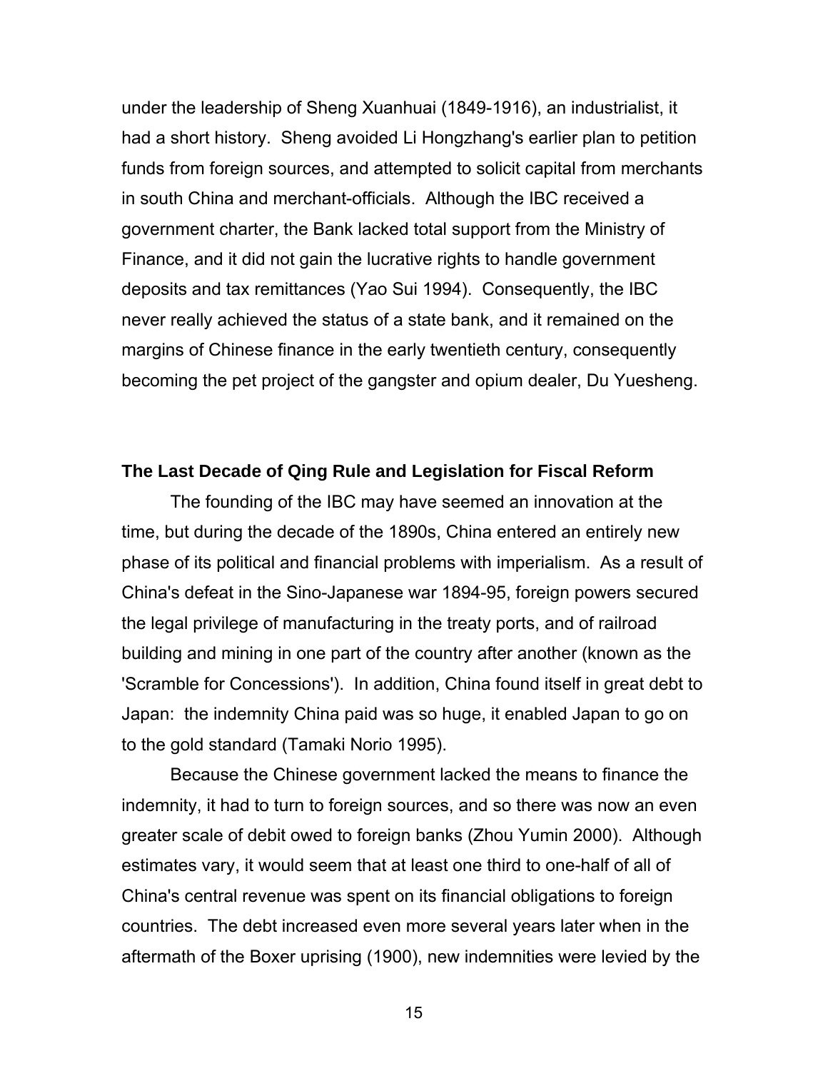under the leadership of Sheng Xuanhuai (1849-1916), an industrialist, it had a short history. Sheng avoided Li Hongzhang's earlier plan to petition funds from foreign sources, and attempted to solicit capital from merchants in south China and merchant-officials. Although the IBC received a government charter, the Bank lacked total support from the Ministry of Finance, and it did not gain the lucrative rights to handle government deposits and tax remittances (Yao Sui 1994). Consequently, the IBC never really achieved the status of a state bank, and it remained on the margins of Chinese finance in the early twentieth century, consequently becoming the pet project of the gangster and opium dealer, Du Yuesheng.

### The Last Decade of Qing Rule and Legislation for Fiscal Reform

The founding of the IBC may have seemed an innovation at the time, but during the decade of the 1890s, China entered an entirely new phase of its political and financial problems with imperialism. As a result of China's defeat in the Sino-Japanese war 1894-95, foreign powers secured the legal privilege of manufacturing in the treaty ports, and of railroad building and mining in one part of the country after another (known as the 'Scramble for Concessions'). In addition, China found itself in great debt to Japan: the indemnity China paid was so huge, it enabled Japan to go on to the gold standard (Tamaki Norio 1995).

Because the Chinese government lacked the means to finance the indemnity, it had to turn to foreign sources, and so there was now an even greater scale of debit owed to foreign banks (Zhou Yumin 2000). Although estimates vary, it would seem that at least one third to one-half of all of China's central revenue was spent on its financial obligations to foreign countries. The debt increased even more several years later when in the aftermath of the Boxer uprising (1900), new indemnities were levied by the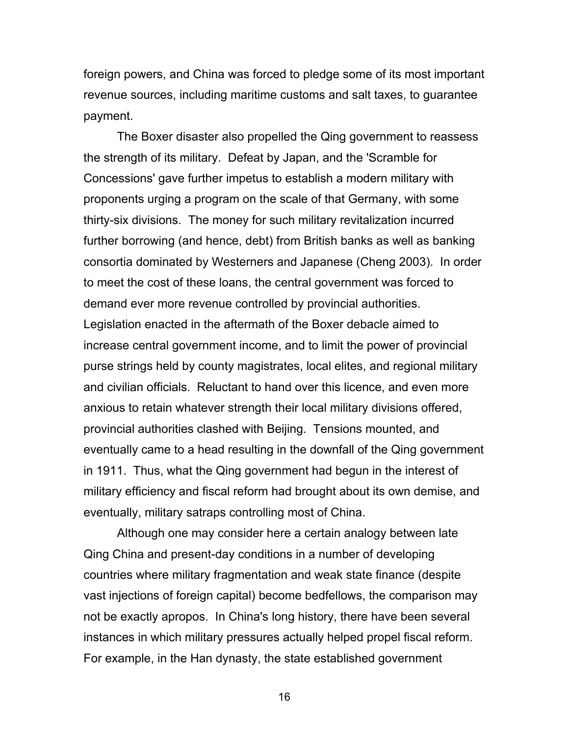foreign powers, and China was forced to pledge some of its most important revenue sources, including maritime customs and salt taxes, to guarantee payment.

The Boxer disaster also propelled the Qing government to reassess the strength of its military. Defeat by Japan, and the 'Scramble for Concessions' gave further impetus to establish a modern military with proponents urging a program on the scale of that Germany, with some thirty-six divisions. The money for such military revitalization incurred further borrowing (and hence, debt) from British banks as well as banking consortia dominated by Westerners and Japanese (Cheng 2003). In order to meet the cost of these loans, the central government was forced to demand ever more revenue controlled by provincial authorities. Legislation enacted in the aftermath of the Boxer debacle aimed to increase central government income, and to limit the power of provincial purse strings held by county magistrates, local elites, and regional military and civilian officials. Reluctant to hand over this licence, and even more anxious to retain whatever strength their local military divisions offered, provincial authorities clashed with Beijing. Tensions mounted, and eventually came to a head resulting in the downfall of the Qing government in 1911. Thus, what the Qing government had begun in the interest of military efficiency and fiscal reform had brought about its own demise, and eventually, military satraps controlling most of China.

Although one may consider here a certain analogy between late Qing China and present-day conditions in a number of developing countries where military fragmentation and weak state finance (despite vast injections of foreign capital) become bedfellows, the comparison may not be exactly apropos. In China's long history, there have been several instances in which military pressures actually helped propel fiscal reform. For example, in the Han dynasty, the state established government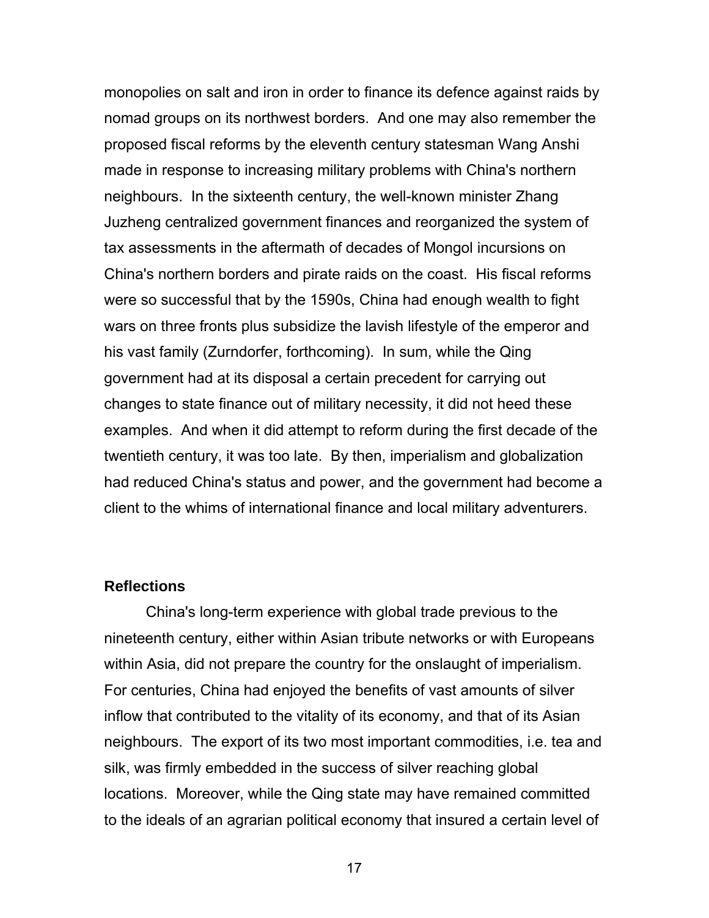monopolies on salt and iron in order to finance its defence against raids by nomad groups on its northwest borders. And one may also remember the proposed fiscal reforms by the eleventh century statesman Wang Anshi made in response to increasing military problems with China's northern neighbours. In the sixteenth century, the well-known minister Zhang Juzheng centralized government finances and reorganized the system of tax assessments in the aftermath of decades of Mongol incursions on China's northern borders and pirate raids on the coast. His fiscal reforms were so successful that by the 1590s, China had enough wealth to fight wars on three fronts plus subsidize the lavish lifestyle of the emperor and his vast family (Zurndorfer, forthcoming). In sum, while the Qing government had at its disposal a certain precedent for carrying out changes to state finance out of military necessity, it did not heed these examples. And when it did attempt to reform during the first decade of the twentieth century, it was too late. By then, imperialism and globalization had reduced China's status and power, and the government had become a client to the whims of international finance and local military adventurers.

## Reflections

China's long-term experience with global trade previous to the nineteenth century, either within Asian tribute networks or with Europeans within Asia, did not prepare the country for the onslaught of imperialism. For centuries, China had enjoyed the benefits of vast amounts of silver inflow that contributed to the vitality of its economy, and that of its Asian neighbours. The export of its two most important commodities, i.e. tea and silk, was firmly embedded in the success of silver reaching global locations. Moreover, while the Qing state may have remained committed to the ideals of an agrarian political economy that insured a certain level of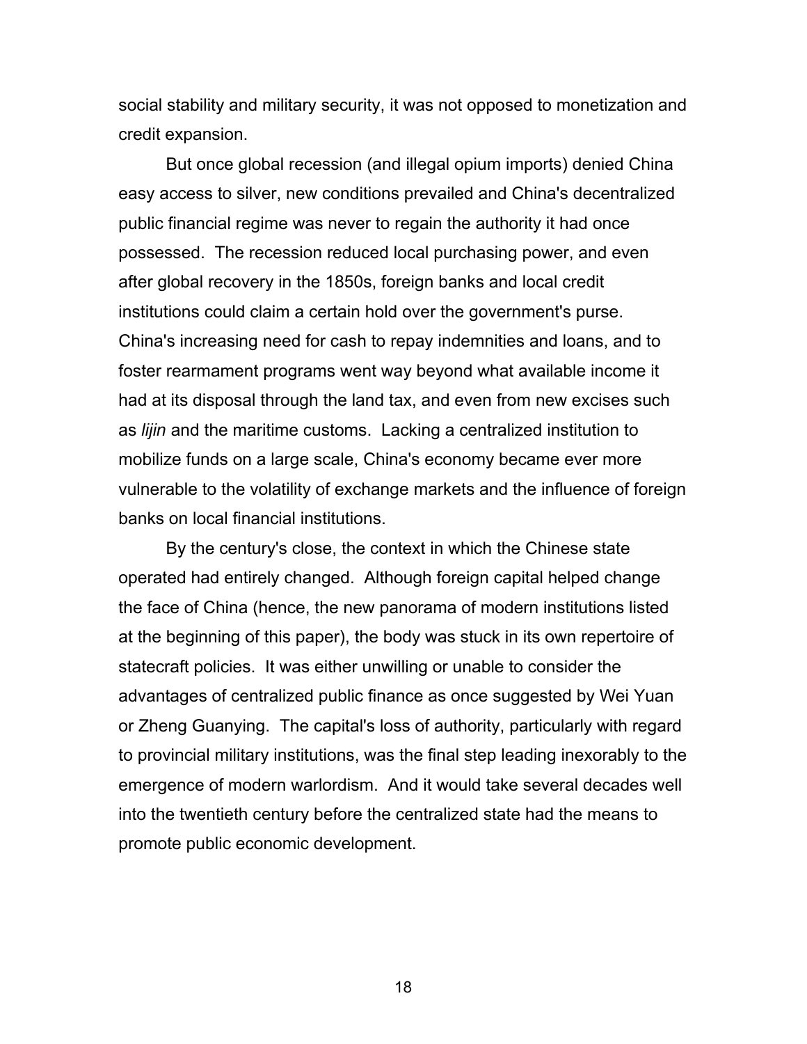social stability and military security, it was not opposed to monetization and credit expansion.

But once global recession (and illegal opium imports) denied China easy access to silver, new conditions prevailed and China's decentralized public financial regime was never to regain the authority it had once possessed. The recession reduced local purchasing power, and even after global recovery in the 1850s, foreign banks and local credit institutions could claim a certain hold over the government's purse. China's increasing need for cash to repay indemnities and loans, and to foster rearmament programs went way beyond what available income it had at its disposal through the land tax, and even from new excises such as *lijin* and the maritime customs. Lacking a centralized institution to mobilize funds on a large scale, China's economy became ever more vulnerable to the volatility of exchange markets and the influence of foreign banks on local financial institutions.

By the century's close, the context in which the Chinese state operated had entirely changed. Although foreign capital helped change the face of China (hence, the new panorama of modern institutions listed at the beginning of this paper), the body was stuck in its own repertoire of statecraft policies. It was either unwilling or unable to consider the advantages of centralized public finance as once suggested by Wei Yuan or Zheng Guanying. The capital's loss of authority, particularly with regard to provincial military institutions, was the final step leading inexorably to the emergence of modern warlordism. And it would take several decades well into the twentieth century before the centralized state had the means to promote public economic development.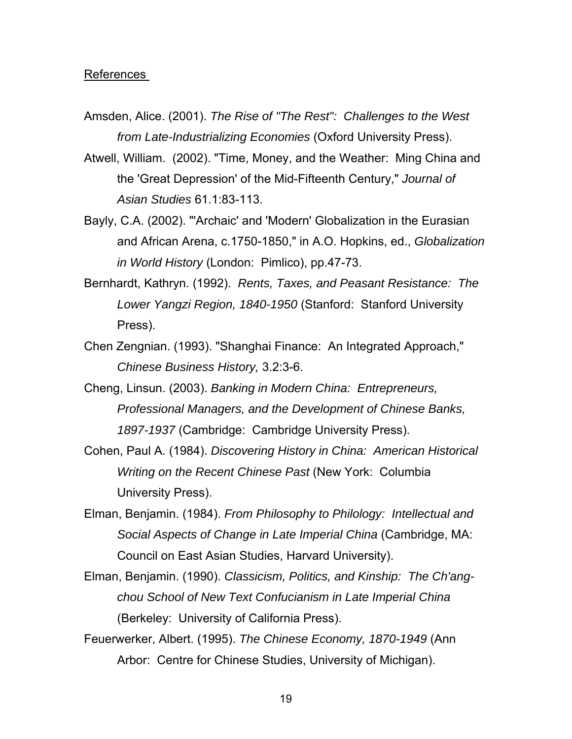References

Amsden, Alice. (2001). *The Rise of "The Rest": Challenges to the West from Late-Industrializing Economies* (Oxford University Press).

Atwell, William. (2002). "Time, Money, and the Weather: Ming China and the 'Great Depression' of the Mid-Fifteenth Century," *Journal of Asian Studies* 61.1:83-113.

Bayly, C.A. (2002). "'Archaic' and 'Modern' Globalization in the Eurasian and African Arena, c.1750-1850," in A.O. Hopkins, ed., *Globalization in World History* (London: Pimlico), pp.47-73.

Bernhardt, Kathryn. (1992). *Rents, Taxes, and Peasant Resistance: The Lower Yangzi Region, 1840-1950* (Stanford: Stanford University Press).

Chen Zengnian. (1993). "Shanghai Finance: An Integrated Approach," *Chinese Business History,* 3.2:3-6.

Cheng, Linsun. (2003). *Banking in Modern China: Entrepreneurs, Professional Managers, and the Development of Chinese Banks, 1897-1937* (Cambridge: Cambridge University Press).

Cohen, Paul A. (1984). *Discovering History in China: American Historical Writing on the Recent Chinese Past* (New York: Columbia University Press).

Elman, Benjamin. (1984). *From Philosophy to Philology: Intellectual and Social Aspects of Change in Late Imperial China* (Cambridge, MA: Council on East Asian Studies, Harvard University).

Elman, Benjamin. (1990). *Classicism, Politics, and Kinship: The Ch'ang-chou School of New Text Confucianism in Late Imperial China* (Berkeley: University of California Press).

Feuerwerker, Albert. (1995). *The Chinese Economy, 1870-1949* (Ann Arbor: Centre for Chinese Studies, University of Michigan).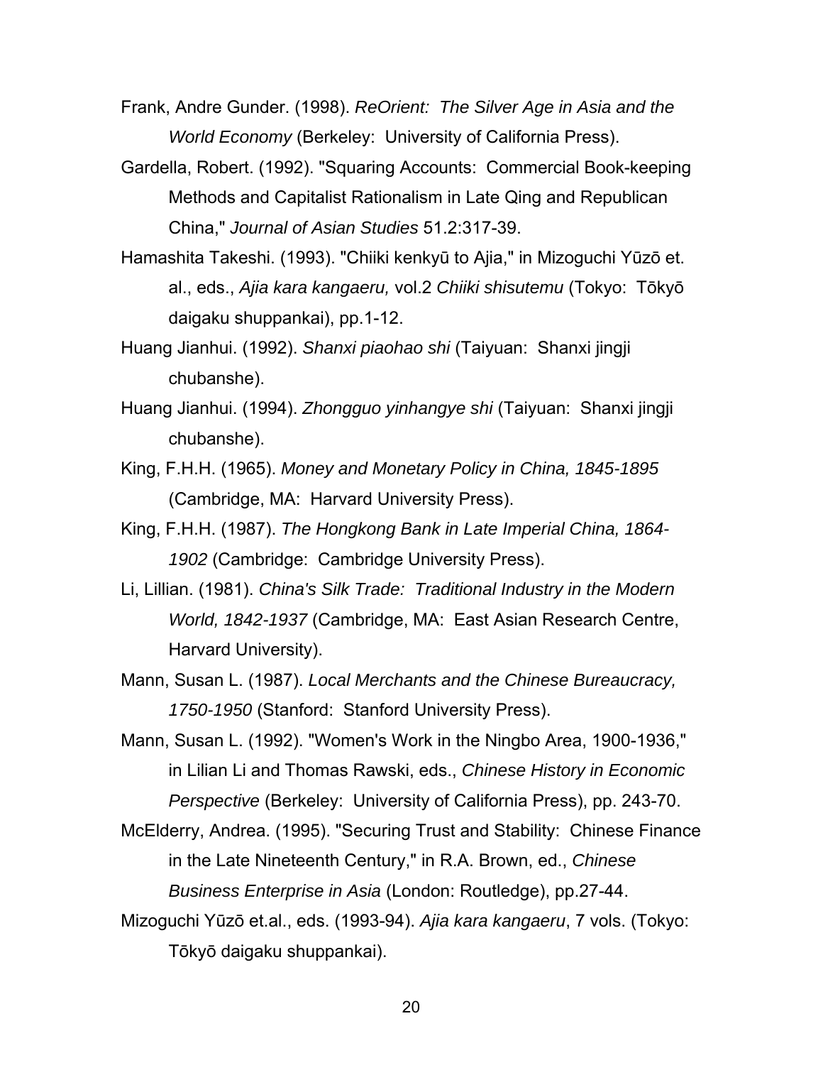Frank, Andre Gunder. (1998). *ReOrient: The Silver Age in Asia and the World Economy* (Berkeley: University of California Press).

Gardella, Robert. (1992). "Squaring Accounts: Commercial Book-keeping Methods and Capitalist Rationalism in Late Qing and Republican China," *Journal of Asian Studies* 51.2:317-39.

Hamashita Takeshi. (1993). "Chiiki kenkyū to Ajia," in Mizoguchi Yūzō et. al., eds., *Ajia kara kangaeru,* vol.2 *Chiiki shisutemu* (Tokyo: Tōkyō daigaku shuppankai), pp.1-12.

Huang Jianhui. (1992). *Shanxi piaohao shi* (Taiyuan: Shanxi jingji chubanshe).

Huang Jianhui. (1994). *Zhongguo yinhangye shi* (Taiyuan: Shanxi jingji chubanshe).

King, F.H.H. (1965). *Money and Monetary Policy in China, 1845-1895* (Cambridge, MA: Harvard University Press).

King, F.H.H. (1987). *The Hongkong Bank in Late Imperial China, 1864-1902* (Cambridge: Cambridge University Press).

Li, Lillian. (1981). *China's Silk Trade: Traditional Industry in the Modern World, 1842-1937* (Cambridge, MA: East Asian Research Centre, Harvard University).

Mann, Susan L. (1987). *Local Merchants and the Chinese Bureaucracy, 1750-1950* (Stanford: Stanford University Press).

Mann, Susan L. (1992). "Women's Work in the Ningbo Area, 1900-1936," in Lilian Li and Thomas Rawski, eds., *Chinese History in Economic Perspective* (Berkeley: University of California Press), pp. 243-70.

McElderry, Andrea. (1995). "Securing Trust and Stability: Chinese Finance in the Late Nineteenth Century," in R.A. Brown, ed., *Chinese Business Enterprise in Asia* (London: Routledge), pp.27-44.

Mizoguchi Yūzō et.al., eds. (1993-94). *Ajia kara kangaeru*, 7 vols. (Tokyo: Tōkyō daigaku shuppankai).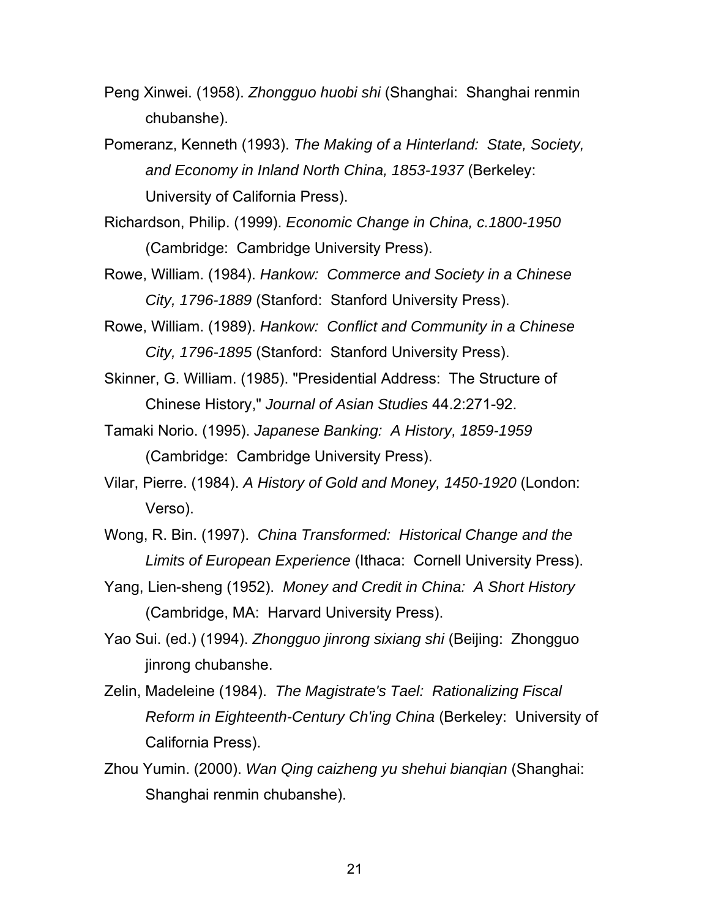Peng Xinwei. (1958). *Zhongguo huobi shi* (Shanghai: Shanghai renmin chubanshe).

Pomeranz, Kenneth (1993). *The Making of a Hinterland: State, Society, and Economy in Inland North China, 1853-1937* (Berkeley: University of California Press).

Richardson, Philip. (1999). *Economic Change in China, c.1800-1950* (Cambridge: Cambridge University Press).

Rowe, William. (1984). *Hankow: Commerce and Society in a Chinese City, 1796-1889* (Stanford: Stanford University Press).

Rowe, William. (1989). *Hankow: Conflict and Community in a Chinese City, 1796-1895* (Stanford: Stanford University Press).

Skinner, G. William. (1985). "Presidential Address: The Structure of Chinese History," *Journal of Asian Studies* 44.2:271-92.

Tamaki Norio. (1995). *Japanese Banking: A History, 1859-1959* (Cambridge: Cambridge University Press).

Vilar, Pierre. (1984). *A History of Gold and Money, 1450-1920* (London: Verso).

Wong, R. Bin. (1997). *China Transformed: Historical Change and the Limits of European Experience* (Ithaca: Cornell University Press).

Yang, Lien-sheng (1952). *Money and Credit in China: A Short History* (Cambridge, MA: Harvard University Press).

Yao Sui. (ed.) (1994). *Zhongguo jinrong sixiang shi* (Beijing: Zhongguo jinrong chubanshe.

Zelin, Madeleine (1984). *The Magistrate's Tael: Rationalizing Fiscal Reform in Eighteenth-Century Ch'ing China* (Berkeley: University of California Press).

Zhou Yumin. (2000). *Wan Qing caizheng yu shehui bianqian* (Shanghai: Shanghai renmin chubanshe).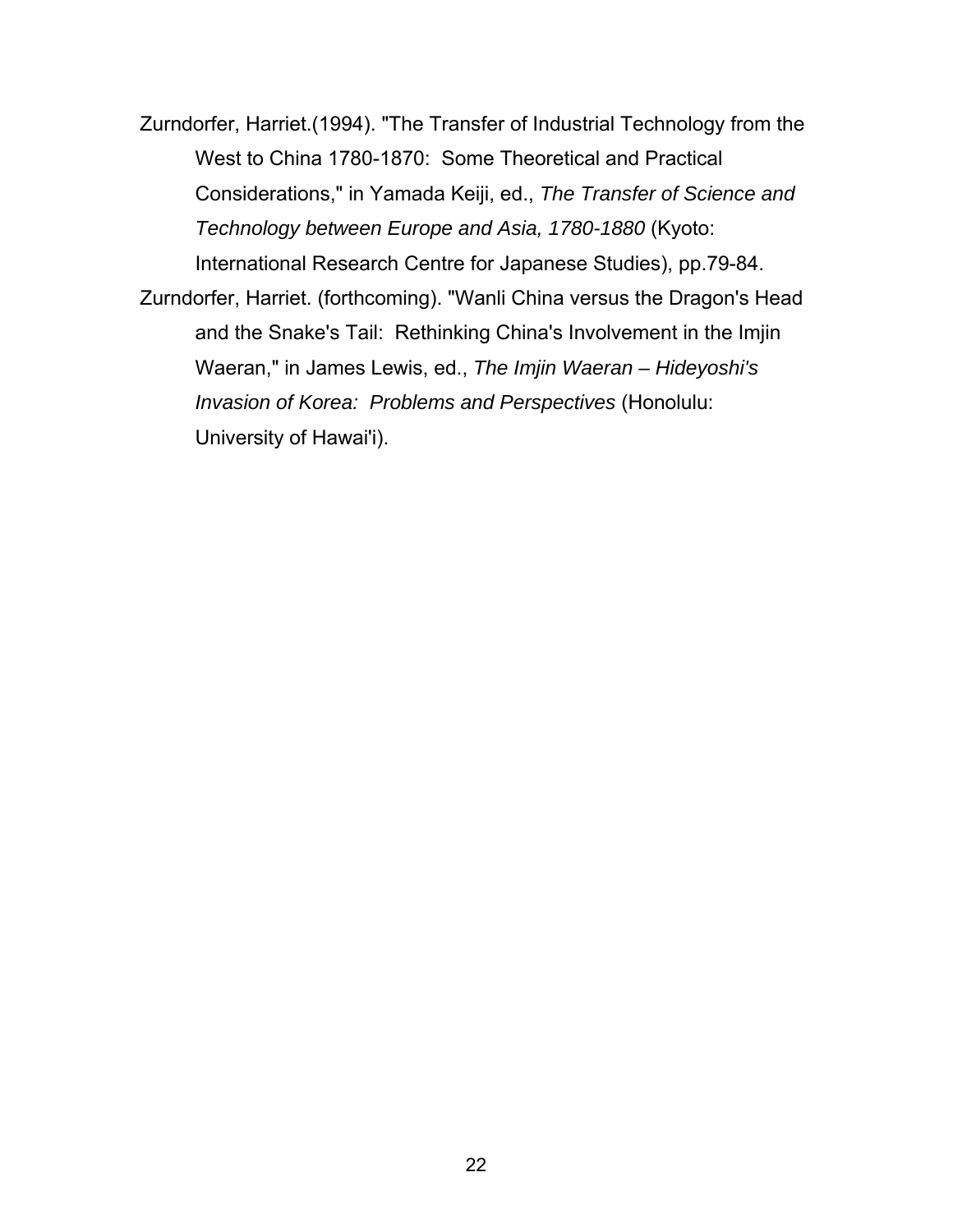Zurndorfer, Harriet.(1994). "The Transfer of Industrial Technology from the West to China 1780-1870: Some Theoretical and Practical Considerations," in Yamada Keiji, ed., *The Transfer of Science and Technology between Europe and Asia, 1780-1880* (Kyoto: International Research Centre for Japanese Studies), pp.79-84.

Zurndorfer, Harriet. (forthcoming). "Wanli China versus the Dragon's Head and the Snake's Tail: Rethinking China's Involvement in the Imjin Waeran," in James Lewis, ed., *The Imjin Waeran – Hideyoshi's Invasion of Korea: Problems and Perspectives* (Honolulu: University of Hawai'i).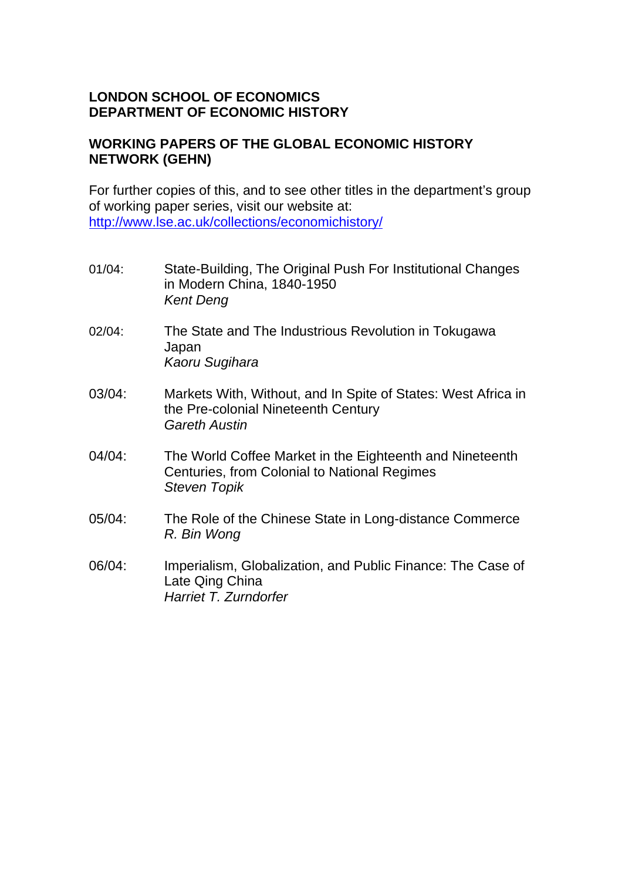**LONDON SCHOOL OF ECONOMICS**
**DEPARTMENT OF ECONOMIC HISTORY**

**WORKING PAPERS OF THE GLOBAL ECONOMIC HISTORY NETWORK (GEHN)**

For further copies of this, and to see other titles in the department's group of working paper series, visit our website at:
http://www.lse.ac.uk/collections/economichistory/

01/04: State-Building, The Original Push For Institutional Changes in Modern China, 1840-1950
*Kent Deng*

02/04: The State and The Industrious Revolution in Tokugawa Japan
*Kaoru Sugihara*

03/04: Markets With, Without, and In Spite of States: West Africa in the Pre-colonial Nineteenth Century
*Gareth Austin*

04/04: The World Coffee Market in the Eighteenth and Nineteenth Centuries, from Colonial to National Regimes
*Steven Topik*

05/04: The Role of the Chinese State in Long-distance Commerce
*R. Bin Wong*

06/04: Imperialism, Globalization, and Public Finance: The Case of Late Qing China
*Harriet T. Zurndorfer*